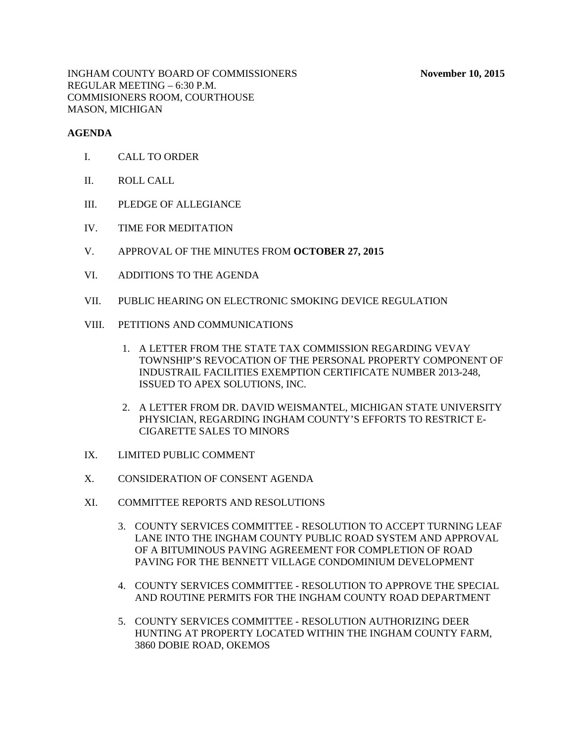INGHAM COUNTY BOARD OF COMMISSIONERS **November 10, 2015**
REGULAR MEETING – 6:30 P.M.
COMMISIONERS ROOM, COURTHOUSE
MASON, MICHIGAN

**AGENDA**

I. CALL TO ORDER

II. ROLL CALL

III. PLEDGE OF ALLEGIANCE

IV. TIME FOR MEDITATION

V. APPROVAL OF THE MINUTES FROM **OCTOBER 27, 2015**

VI. ADDITIONS TO THE AGENDA

VII. PUBLIC HEARING ON ELECTRONIC SMOKING DEVICE REGULATION

VIII. PETITIONS AND COMMUNICATIONS

1. A LETTER FROM THE STATE TAX COMMISSION REGARDING VEVAY TOWNSHIP'S REVOCATION OF THE PERSONAL PROPERTY COMPONENT OF INDUSTRAIL FACILITIES EXEMPTION CERTIFICATE NUMBER 2013-248, ISSUED TO APEX SOLUTIONS, INC.

2. A LETTER FROM DR. DAVID WEISMANTEL, MICHIGAN STATE UNIVERSITY PHYSICIAN, REGARDING INGHAM COUNTY'S EFFORTS TO RESTRICT E-CIGARETTE SALES TO MINORS

IX. LIMITED PUBLIC COMMENT

X. CONSIDERATION OF CONSENT AGENDA

XI. COMMITTEE REPORTS AND RESOLUTIONS

3. COUNTY SERVICES COMMITTEE - RESOLUTION TO ACCEPT TURNING LEAF LANE INTO THE INGHAM COUNTY PUBLIC ROAD SYSTEM AND APPROVAL OF A BITUMINOUS PAVING AGREEMENT FOR COMPLETION OF ROAD PAVING FOR THE BENNETT VILLAGE CONDOMINIUM DEVELOPMENT

4. COUNTY SERVICES COMMITTEE - RESOLUTION TO APPROVE THE SPECIAL AND ROUTINE PERMITS FOR THE INGHAM COUNTY ROAD DEPARTMENT

5. COUNTY SERVICES COMMITTEE - RESOLUTION AUTHORIZING DEER HUNTING AT PROPERTY LOCATED WITHIN THE INGHAM COUNTY FARM, 3860 DOBIE ROAD, OKEMOS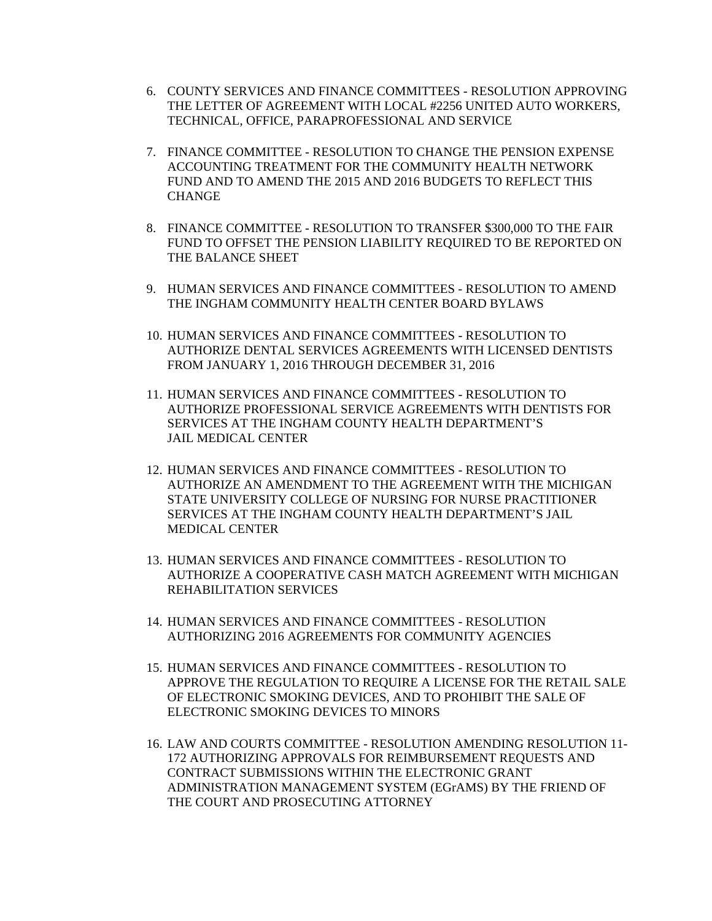6. COUNTY SERVICES AND FINANCE COMMITTEES - RESOLUTION APPROVING THE LETTER OF AGREEMENT WITH LOCAL #2256 UNITED AUTO WORKERS, TECHNICAL, OFFICE, PARAPROFESSIONAL AND SERVICE

7. FINANCE COMMITTEE - RESOLUTION TO CHANGE THE PENSION EXPENSE ACCOUNTING TREATMENT FOR THE COMMUNITY HEALTH NETWORK FUND AND TO AMEND THE 2015 AND 2016 BUDGETS TO REFLECT THIS CHANGE

8. FINANCE COMMITTEE - RESOLUTION TO TRANSFER $300,000 TO THE FAIR FUND TO OFFSET THE PENSION LIABILITY REQUIRED TO BE REPORTED ON THE BALANCE SHEET

9. HUMAN SERVICES AND FINANCE COMMITTEES - RESOLUTION TO AMEND THE INGHAM COMMUNITY HEALTH CENTER BOARD BYLAWS

10. HUMAN SERVICES AND FINANCE COMMITTEES - RESOLUTION TO AUTHORIZE DENTAL SERVICES AGREEMENTS WITH LICENSED DENTISTS FROM JANUARY 1, 2016 THROUGH DECEMBER 31, 2016

11. HUMAN SERVICES AND FINANCE COMMITTEES - RESOLUTION TO AUTHORIZE PROFESSIONAL SERVICE AGREEMENTS WITH DENTISTS FOR SERVICES AT THE INGHAM COUNTY HEALTH DEPARTMENT'S JAIL MEDICAL CENTER

12. HUMAN SERVICES AND FINANCE COMMITTEES - RESOLUTION TO AUTHORIZE AN AMENDMENT TO THE AGREEMENT WITH THE MICHIGAN STATE UNIVERSITY COLLEGE OF NURSING FOR NURSE PRACTITIONER SERVICES AT THE INGHAM COUNTY HEALTH DEPARTMENT'S JAIL MEDICAL CENTER

13. HUMAN SERVICES AND FINANCE COMMITTEES - RESOLUTION TO AUTHORIZE A COOPERATIVE CASH MATCH AGREEMENT WITH MICHIGAN REHABILITATION SERVICES

14. HUMAN SERVICES AND FINANCE COMMITTEES - RESOLUTION AUTHORIZING 2016 AGREEMENTS FOR COMMUNITY AGENCIES

15. HUMAN SERVICES AND FINANCE COMMITTEES - RESOLUTION TO APPROVE THE REGULATION TO REQUIRE A LICENSE FOR THE RETAIL SALE OF ELECTRONIC SMOKING DEVICES, AND TO PROHIBIT THE SALE OF ELECTRONIC SMOKING DEVICES TO MINORS

16. LAW AND COURTS COMMITTEE - RESOLUTION AMENDING RESOLUTION 11-172 AUTHORIZING APPROVALS FOR REIMBURSEMENT REQUESTS AND CONTRACT SUBMISSIONS WITHIN THE ELECTRONIC GRANT ADMINISTRATION MANAGEMENT SYSTEM (EGrAMS) BY THE FRIEND OF THE COURT AND PROSECUTING ATTORNEY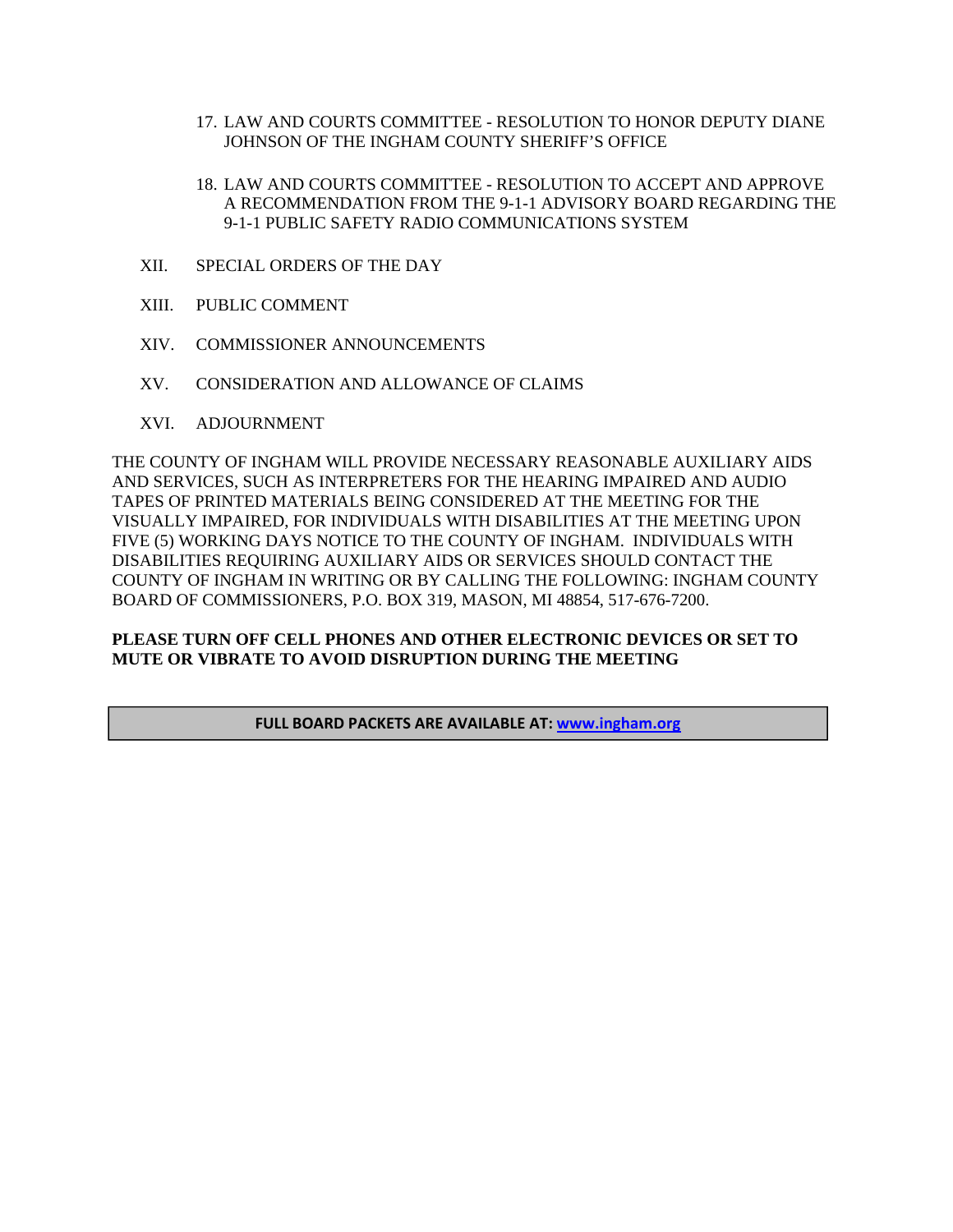17. LAW AND COURTS COMMITTEE - RESOLUTION TO HONOR DEPUTY DIANE JOHNSON OF THE INGHAM COUNTY SHERIFF'S OFFICE

18. LAW AND COURTS COMMITTEE - RESOLUTION TO ACCEPT AND APPROVE A RECOMMENDATION FROM THE 9-1-1 ADVISORY BOARD REGARDING THE 9-1-1 PUBLIC SAFETY RADIO COMMUNICATIONS SYSTEM

XII. SPECIAL ORDERS OF THE DAY

XIII. PUBLIC COMMENT

XIV. COMMISSIONER ANNOUNCEMENTS

XV. CONSIDERATION AND ALLOWANCE OF CLAIMS

XVI. ADJOURNMENT

THE COUNTY OF INGHAM WILL PROVIDE NECESSARY REASONABLE AUXILIARY AIDS AND SERVICES, SUCH AS INTERPRETERS FOR THE HEARING IMPAIRED AND AUDIO TAPES OF PRINTED MATERIALS BEING CONSIDERED AT THE MEETING FOR THE VISUALLY IMPAIRED, FOR INDIVIDUALS WITH DISABILITIES AT THE MEETING UPON FIVE (5) WORKING DAYS NOTICE TO THE COUNTY OF INGHAM. INDIVIDUALS WITH DISABILITIES REQUIRING AUXILIARY AIDS OR SERVICES SHOULD CONTACT THE COUNTY OF INGHAM IN WRITING OR BY CALLING THE FOLLOWING: INGHAM COUNTY BOARD OF COMMISSIONERS, P.O. BOX 319, MASON, MI 48854, 517-676-7200.

**PLEASE TURN OFF CELL PHONES AND OTHER ELECTRONIC DEVICES OR SET TO MUTE OR VIBRATE TO AVOID DISRUPTION DURING THE MEETING**

**FULL BOARD PACKETS ARE AVAILABLE AT: www.ingham.org**